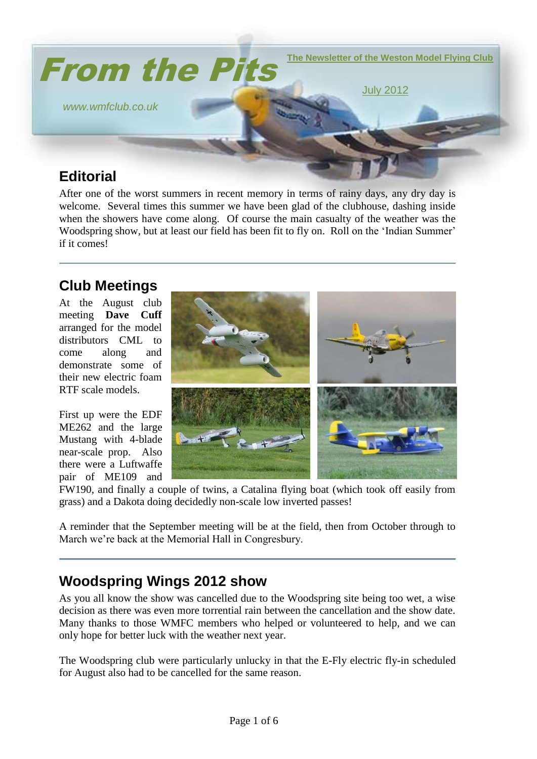# From the Pits

The Newsletter of the Weston Model Flying Club

July 2012

www.wmfclub.co.uk

## Editorial

After one of the worst summers in recent memory in terms of rainy days, any dry day is welcome. Several times this summer we have been glad of the clubhouse, dashing inside when the showers have come along. Of course the main casualty of the weather was the Woodspring show, but at least our field has been fit to fly on. Roll on the 'Indian Summer' if it comes!

## Club Meetings

At the August club meeting **Dave Cuff** arranged for the model distributors CML to come along and demonstrate some of their new electric foam RTF scale models.

First up were the EDF ME262 and the large Mustang with 4-blade near-scale prop. Also there were a Luftwaffe pair of ME109 and FW190, and finally a couple of twins, a Catalina flying boat (which took off easily from grass) and a Dakota doing decidedly non-scale low inverted passes!

A reminder that the September meeting will be at the field, then from October through to March we're back at the Memorial Hall in Congresbury.

## Woodspring Wings 2012 show

As you all know the show was cancelled due to the Woodspring site being too wet, a wise decision as there was even more torrential rain between the cancellation and the show date. Many thanks to those WMFC members who helped or volunteered to help, and we can only hope for better luck with the weather next year.

The Woodspring club were particularly unlucky in that the E-Fly electric fly-in scheduled for August also had to be cancelled for the same reason.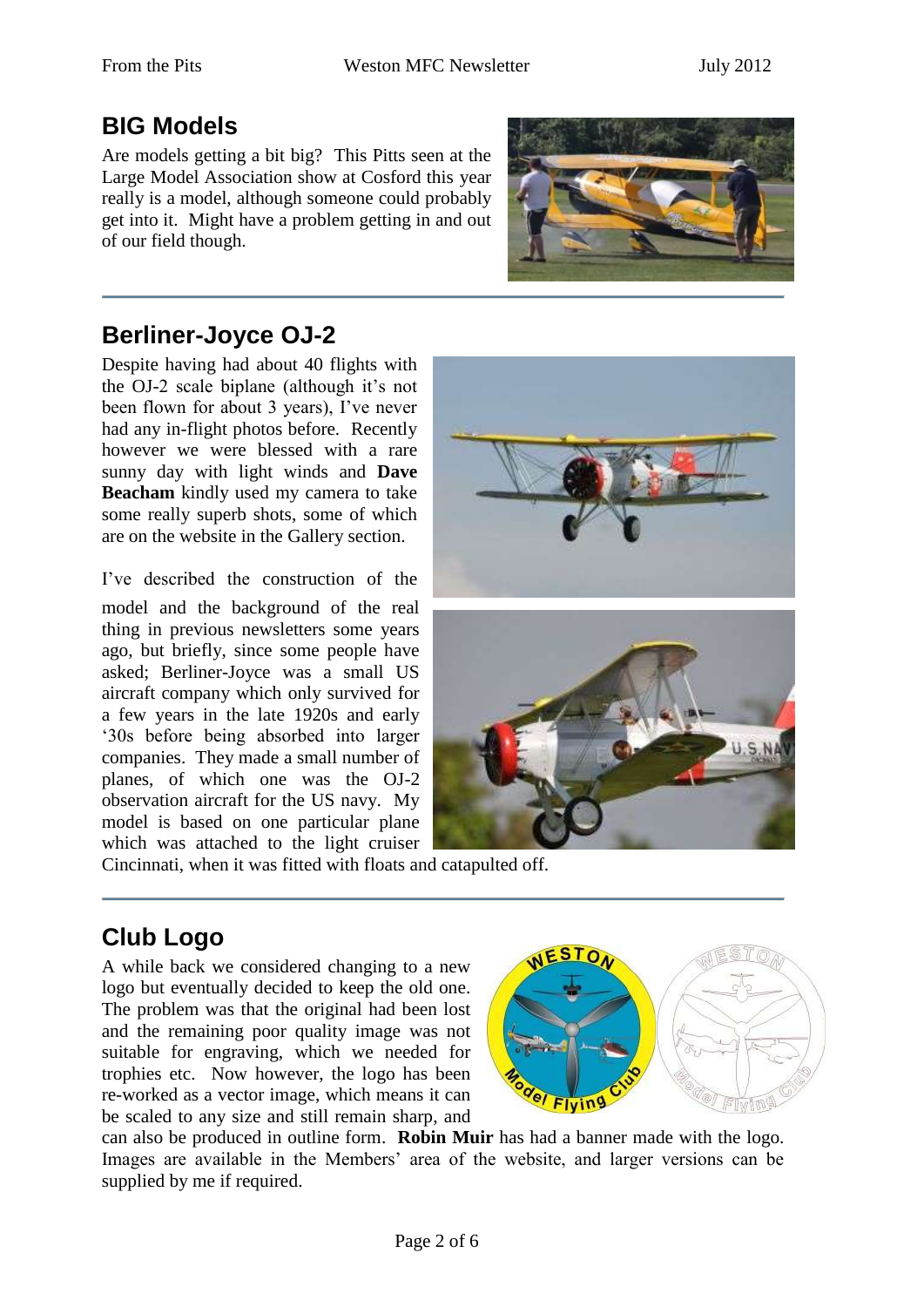## BIG Models

Are models getting a bit big? This Pitts seen at the Large Model Association show at Cosford this year really is a model, although someone could probably get into it. Might have a problem getting in and out of our field though.

## Berliner-Joyce OJ-2

Despite having had about 40 flights with the OJ-2 scale biplane (although it's not been flown for about 3 years), I've never had any in-flight photos before. Recently however we were blessed with a rare sunny day with light winds and **Dave Beacham** kindly used my camera to take some really superb shots, some of which are on the website in the Gallery section.

I've described the construction of the model and the background of the real thing in previous newsletters some years ago, but briefly, since some people have asked; Berliner-Joyce was a small US aircraft company which only survived for a few years in the late 1920s and early '30s before being absorbed into larger companies. They made a small number of planes, of which one was the OJ-2 observation aircraft for the US navy. My model is based on one particular plane which was attached to the light cruiser Cincinnati, when it was fitted with floats and catapulted off.

## Club Logo

A while back we considered changing to a new logo but eventually decided to keep the old one. The problem was that the original had been lost and the remaining poor quality image was not suitable for engraving, which we needed for trophies etc. Now however, the logo has been re-worked as a vector image, which means it can be scaled to any size and still remain sharp, and can also be produced in outline form. **Robin Muir** has had a banner made with the logo. Images are available in the Members' area of the website, and larger versions can be supplied by me if required.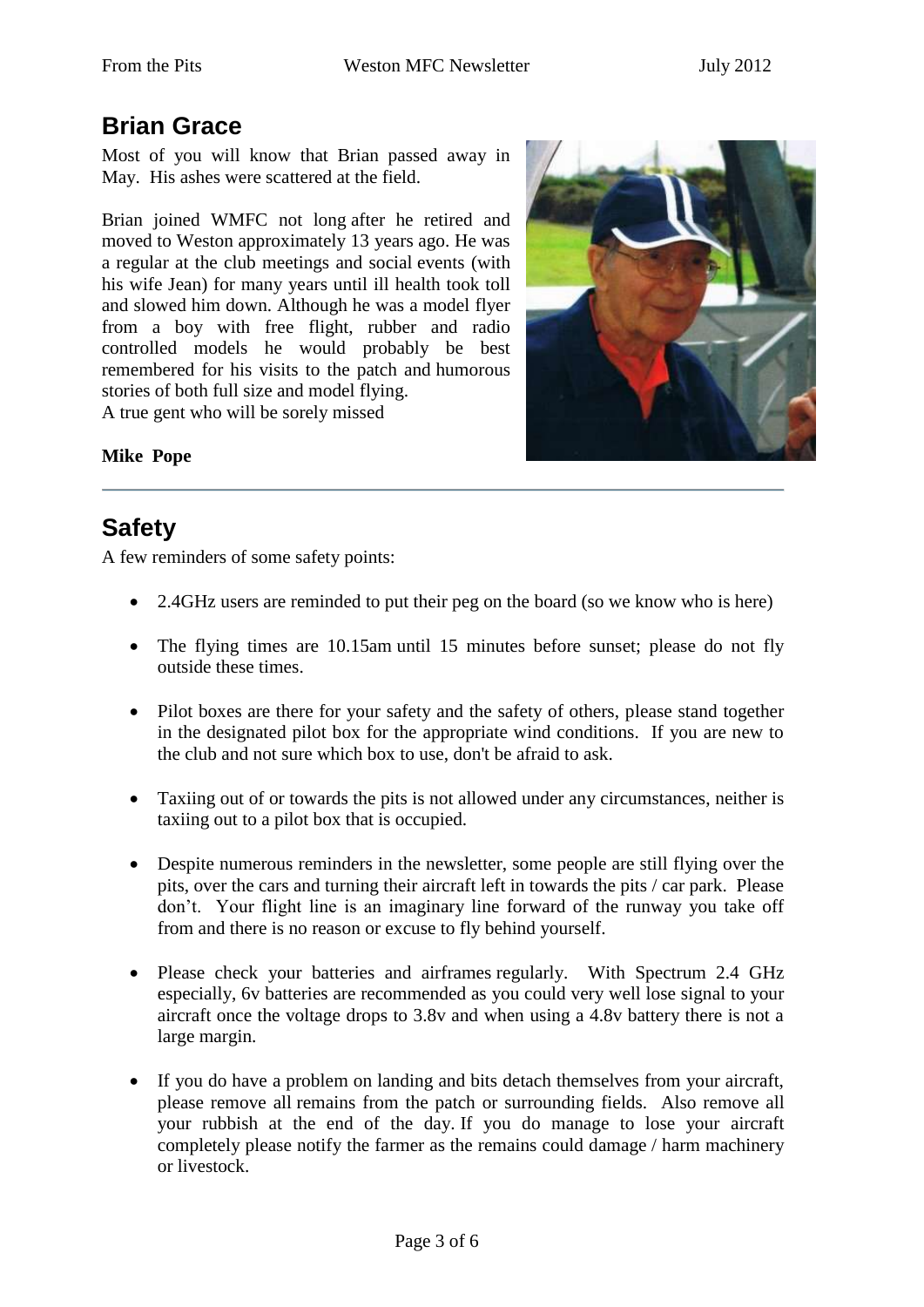## Brian Grace

Most of you will know that Brian passed away in May. His ashes were scattered at the field.

Brian joined WMFC not long after he retired and moved to Weston approximately 13 years ago. He was a regular at the club meetings and social events (with his wife Jean) for many years until ill health took toll and slowed him down. Although he was a model flyer from a boy with free flight, rubber and radio controlled models he would probably be best remembered for his visits to the patch and humorous stories of both full size and model flying.
A true gent who will be sorely missed

**Mike Pope**

---

## Safety

A few reminders of some safety points:

- 2.4GHz users are reminded to put their peg on the board (so we know who is here)
- The flying times are 10.15am until 15 minutes before sunset; please do not fly outside these times.
- Pilot boxes are there for your safety and the safety of others, please stand together in the designated pilot box for the appropriate wind conditions. If you are new to the club and not sure which box to use, don't be afraid to ask.
- Taxiing out of or towards the pits is not allowed under any circumstances, neither is taxiing out to a pilot box that is occupied.
- Despite numerous reminders in the newsletter, some people are still flying over the pits, over the cars and turning their aircraft left in towards the pits / car park. Please don't. Your flight line is an imaginary line forward of the runway you take off from and there is no reason or excuse to fly behind yourself.
- Please check your batteries and airframes regularly. With Spectrum 2.4 GHz especially, 6v batteries are recommended as you could very well lose signal to your aircraft once the voltage drops to 3.8v and when using a 4.8v battery there is not a large margin.
- If you do have a problem on landing and bits detach themselves from your aircraft, please remove all remains from the patch or surrounding fields. Also remove all your rubbish at the end of the day. If you do manage to lose your aircraft completely please notify the farmer as the remains could damage / harm machinery or livestock.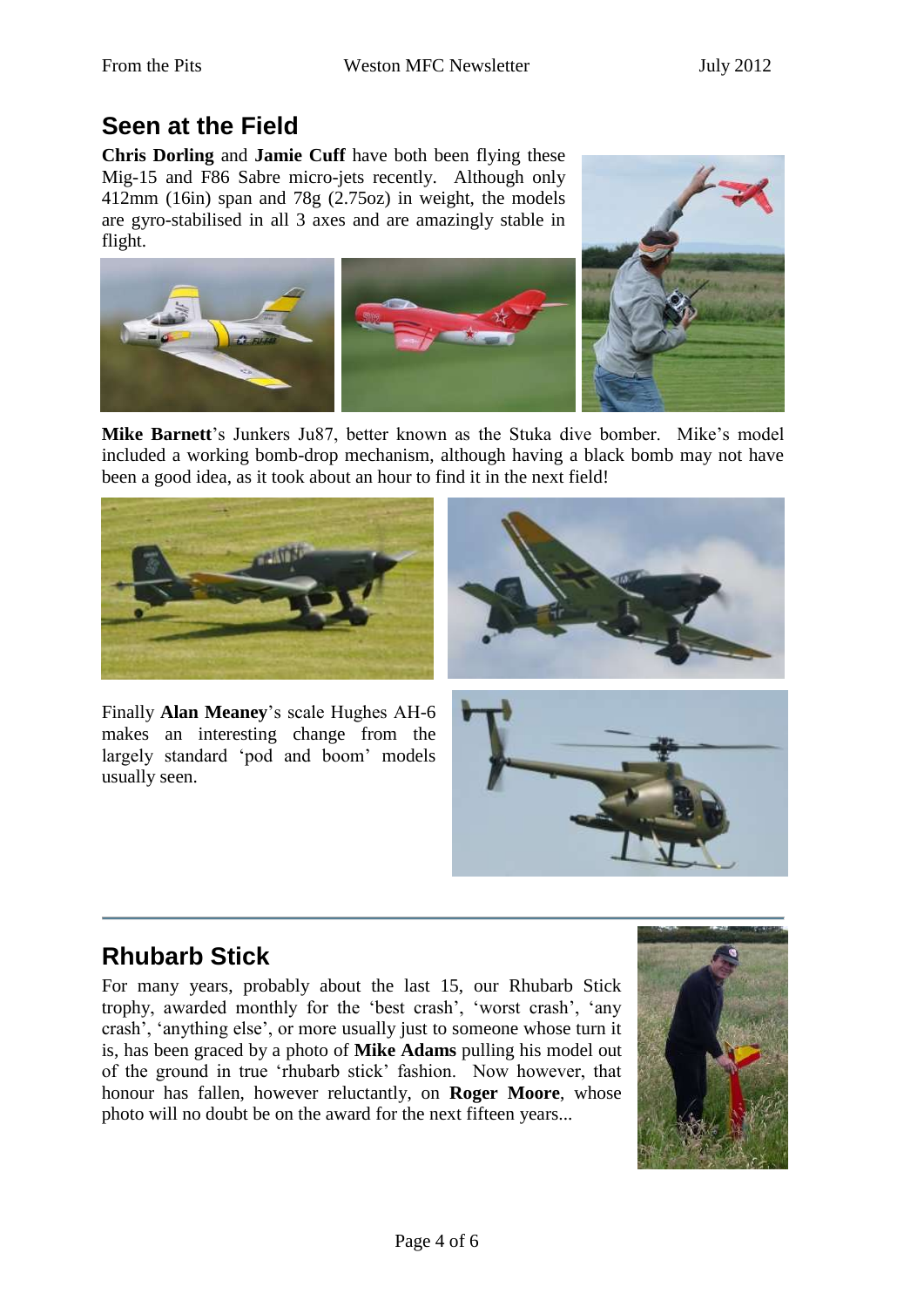## Seen at the Field

**Chris Dorling** and **Jamie Cuff** have both been flying these Mig-15 and F86 Sabre micro-jets recently. Although only 412mm (16in) span and 78g (2.75oz) in weight, the models are gyro-stabilised in all 3 axes and are amazingly stable in flight.

**Mike Barnett**'s Junkers Ju87, better known as the Stuka dive bomber. Mike's model included a working bomb-drop mechanism, although having a black bomb may not have been a good idea, as it took about an hour to find it in the next field!

Finally **Alan Meaney**'s scale Hughes AH-6 makes an interesting change from the largely standard 'pod and boom' models usually seen.

## Rhubarb Stick

For many years, probably about the last 15, our Rhubarb Stick trophy, awarded monthly for the 'best crash', 'worst crash', 'any crash', 'anything else', or more usually just to someone whose turn it is, has been graced by a photo of **Mike Adams** pulling his model out of the ground in true 'rhubarb stick' fashion. Now however, that honour has fallen, however reluctantly, on **Roger Moore**, whose photo will no doubt be on the award for the next fifteen years...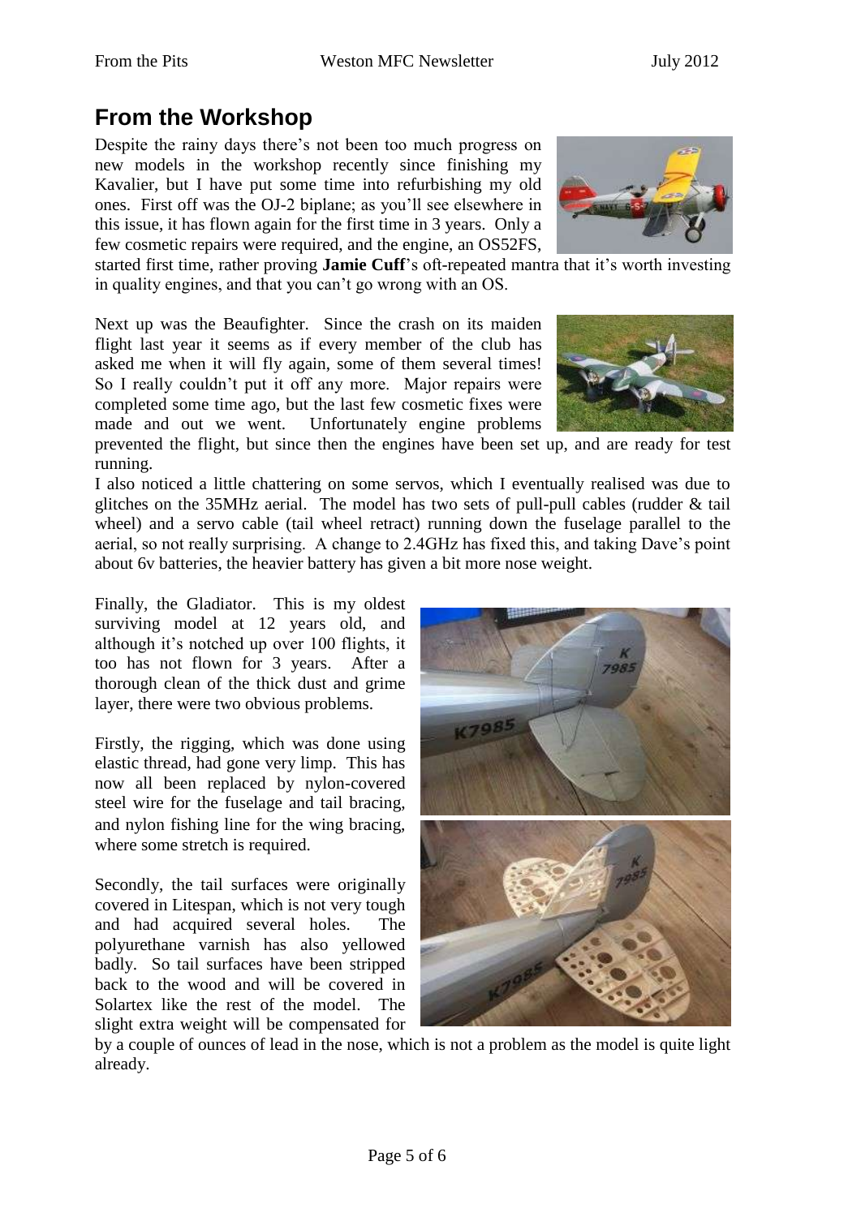## From the Workshop

Despite the rainy days there's not been too much progress on new models in the workshop recently since finishing my Kavalier, but I have put some time into refurbishing my old ones. First off was the OJ-2 biplane; as you'll see elsewhere in this issue, it has flown again for the first time in 3 years. Only a few cosmetic repairs were required, and the engine, an OS52FS, started first time, rather proving **Jamie Cuff**'s oft-repeated mantra that it's worth investing in quality engines, and that you can't go wrong with an OS.

Next up was the Beaufighter. Since the crash on its maiden flight last year it seems as if every member of the club has asked me when it will fly again, some of them several times! So I really couldn't put it off any more. Major repairs were completed some time ago, but the last few cosmetic fixes were made and out we went. Unfortunately engine problems prevented the flight, but since then the engines have been set up, and are ready for test running.

I also noticed a little chattering on some servos, which I eventually realised was due to glitches on the 35MHz aerial. The model has two sets of pull-pull cables (rudder & tail wheel) and a servo cable (tail wheel retract) running down the fuselage parallel to the aerial, so not really surprising. A change to 2.4GHz has fixed this, and taking Dave's point about 6v batteries, the heavier battery has given a bit more nose weight.

Finally, the Gladiator. This is my oldest surviving model at 12 years old, and although it's notched up over 100 flights, it too has not flown for 3 years. After a thorough clean of the thick dust and grime layer, there were two obvious problems.

Firstly, the rigging, which was done using elastic thread, had gone very limp. This has now all been replaced by nylon-covered steel wire for the fuselage and tail bracing, and nylon fishing line for the wing bracing, where some stretch is required.

Secondly, the tail surfaces were originally covered in Litespan, which is not very tough and had acquired several holes. The polyurethane varnish has also yellowed badly. So tail surfaces have been stripped back to the wood and will be covered in Solartex like the rest of the model. The slight extra weight will be compensated for by a couple of ounces of lead in the nose, which is not a problem as the model is quite light already.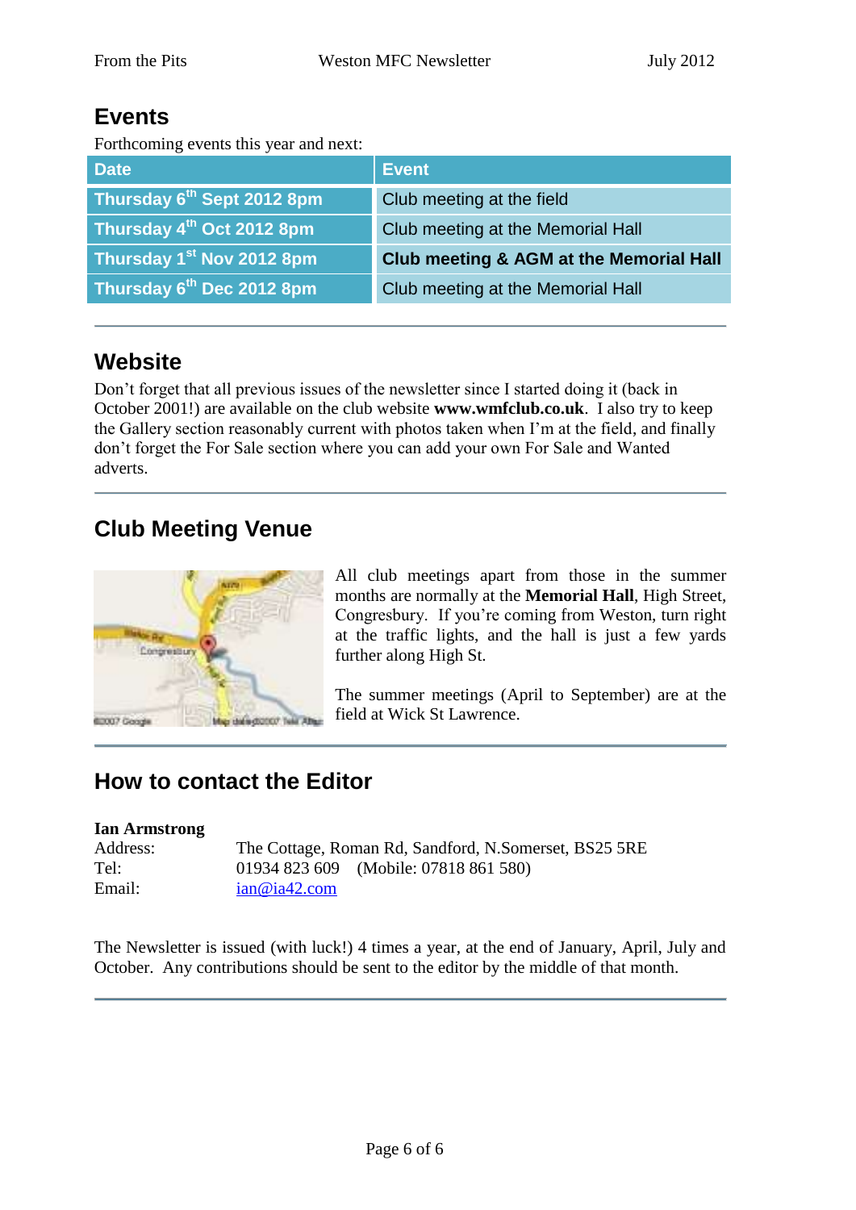## Events

Forthcoming events this year and next:

| Date | Event |
| --- | --- |
| Thursday 6th Sept 2012 8pm | Club meeting at the field |
| Thursday 4th Oct 2012 8pm | Club meeting at the Memorial Hall |
| Thursday 1st Nov 2012 8pm | **Club meeting & AGM at the Memorial Hall** |
| Thursday 6th Dec 2012 8pm | Club meeting at the Memorial Hall |

---

## Website

Don't forget that all previous issues of the newsletter since I started doing it (back in October 2001!) are available on the club website **www.wmfclub.co.uk**. I also try to keep the Gallery section reasonably current with photos taken when I'm at the field, and finally don't forget the For Sale section where you can add your own For Sale and Wanted adverts.

---

## Club Meeting Venue

All club meetings apart from those in the summer months are normally at the **Memorial Hall**, High Street, Congresbury. If you're coming from Weston, turn right at the traffic lights, and the hall is just a few yards further along High St.

The summer meetings (April to September) are at the field at Wick St Lawrence.

---

## How to contact the Editor

**Ian Armstrong**

| | |
| --- | --- |
| Address: | The Cottage, Roman Rd, Sandford, N.Somerset, BS25 5RE |
| Tel: | 01934 823 609 (Mobile: 07818 861 580) |
| Email: | ian@ia42.com |

The Newsletter is issued (with luck!) 4 times a year, at the end of January, April, July and October. Any contributions should be sent to the editor by the middle of that month.